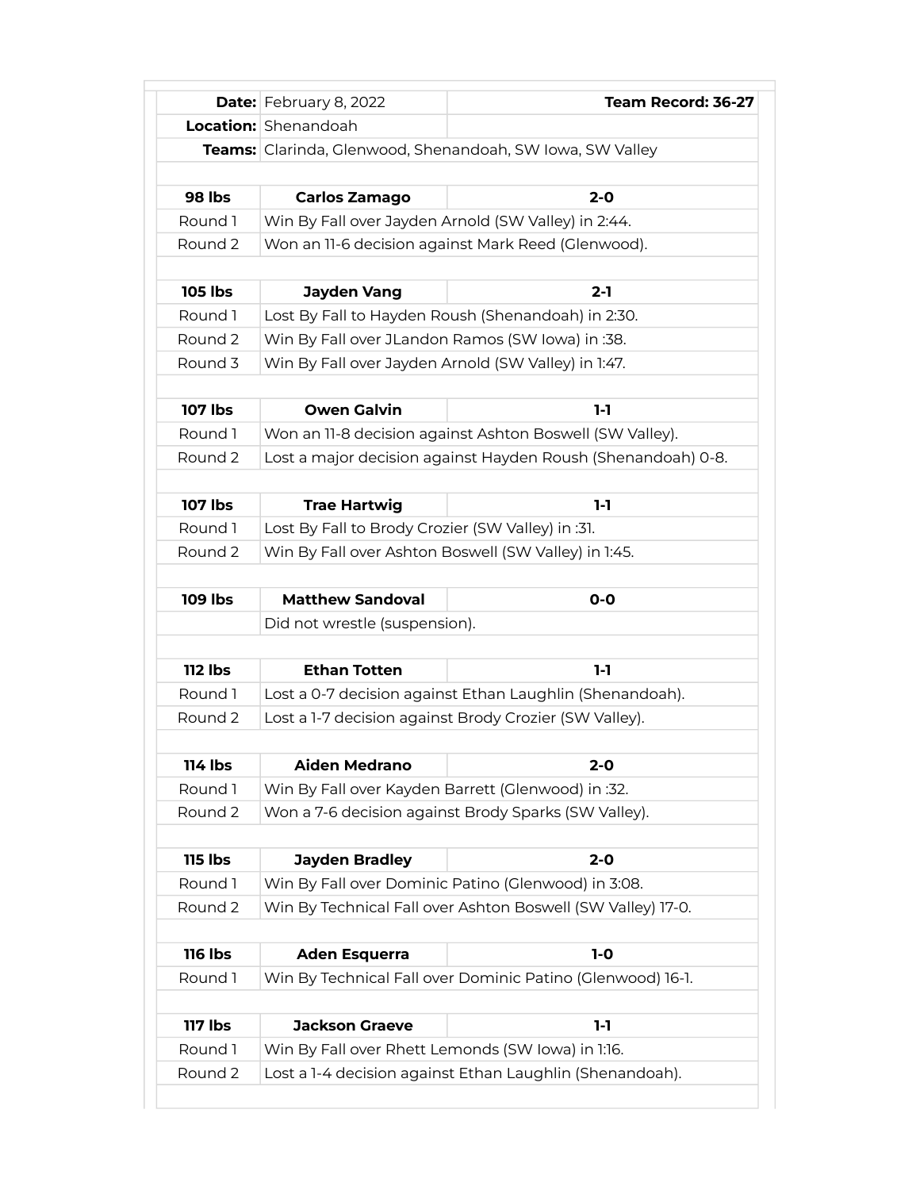| | | |
|---|---|---|
| **Date:** | February 8, 2022 | **Team Record: 36-27** |
| **Location:** | Shenandoah | |
| **Teams:** | Clarinda, Glenwood, Shenandoah, SW Iowa, SW Valley | |
| | | |
| **98 lbs** | **Carlos Zamago** | **2-0** |
| Round 1 | Win By Fall over Jayden Arnold (SW Valley) in 2:44. | |
| Round 2 | Won an 11-6 decision against Mark Reed (Glenwood). | |
| | | |
| **105 lbs** | **Jayden Vang** | **2-1** |
| Round 1 | Lost By Fall to Hayden Roush (Shenandoah) in 2:30. | |
| Round 2 | Win By Fall over JLandon Ramos (SW Iowa) in :38. | |
| Round 3 | Win By Fall over Jayden Arnold (SW Valley) in 1:47. | |
| | | |
| **107 lbs** | **Owen Galvin** | **1-1** |
| Round 1 | Won an 11-8 decision against Ashton Boswell (SW Valley). | |
| Round 2 | Lost a major decision against Hayden Roush (Shenandoah) 0-8. | |
| | | |
| **107 lbs** | **Trae Hartwig** | **1-1** |
| Round 1 | Lost By Fall to Brody Crozier (SW Valley) in :31. | |
| Round 2 | Win By Fall over Ashton Boswell (SW Valley) in 1:45. | |
| | | |
| **109 lbs** | **Matthew Sandoval** | **0-0** |
| | Did not wrestle (suspension). | |
| | | |
| **112 lbs** | **Ethan Totten** | **1-1** |
| Round 1 | Lost a 0-7 decision against Ethan Laughlin (Shenandoah). | |
| Round 2 | Lost a 1-7 decision against Brody Crozier (SW Valley). | |
| | | |
| **114 lbs** | **Aiden Medrano** | **2-0** |
| Round 1 | Win By Fall over Kayden Barrett (Glenwood) in :32. | |
| Round 2 | Won a 7-6 decision against Brody Sparks (SW Valley). | |
| | | |
| **115 lbs** | **Jayden Bradley** | **2-0** |
| Round 1 | Win By Fall over Dominic Patino (Glenwood) in 3:08. | |
| Round 2 | Win By Technical Fall over Ashton Boswell (SW Valley) 17-0. | |
| | | |
| **116 lbs** | **Aden Esquerra** | **1-0** |
| Round 1 | Win By Technical Fall over Dominic Patino (Glenwood) 16-1. | |
| | | |
| **117 lbs** | **Jackson Graeve** | **1-1** |
| Round 1 | Win By Fall over Rhett Lemonds (SW Iowa) in 1:16. | |
| Round 2 | Lost a 1-4 decision against Ethan Laughlin (Shenandoah). | |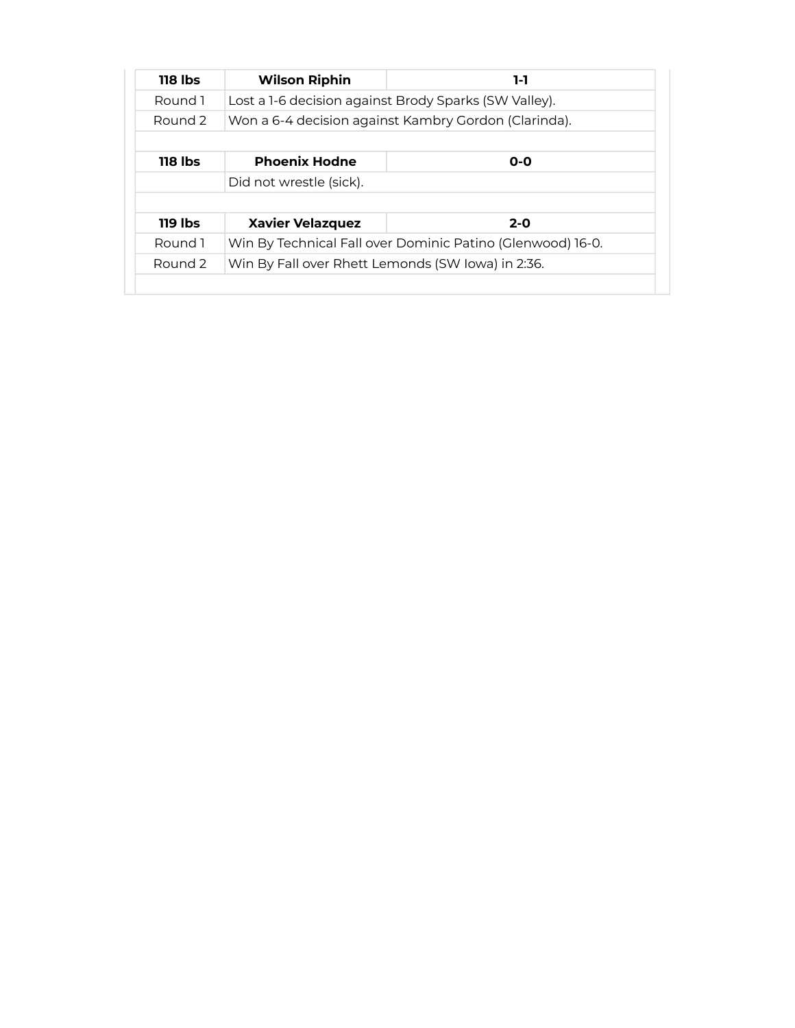| 118 lbs | Wilson Riphin | 1-1 |
|---|---|---|
| Round 1 | Lost a 1-6 decision against Brody Sparks (SW Valley). | |
| Round 2 | Won a 6-4 decision against Kambry Gordon (Clarinda). | |
| | | |
| **118 lbs** | **Phoenix Hodne** | **0-0** |
| | Did not wrestle (sick). | |
| | | |
| **119 lbs** | **Xavier Velazquez** | **2-0** |
| Round 1 | Win By Technical Fall over Dominic Patino (Glenwood) 16-0. | |
| Round 2 | Win By Fall over Rhett Lemonds (SW Iowa) in 2:36. | |
| | | |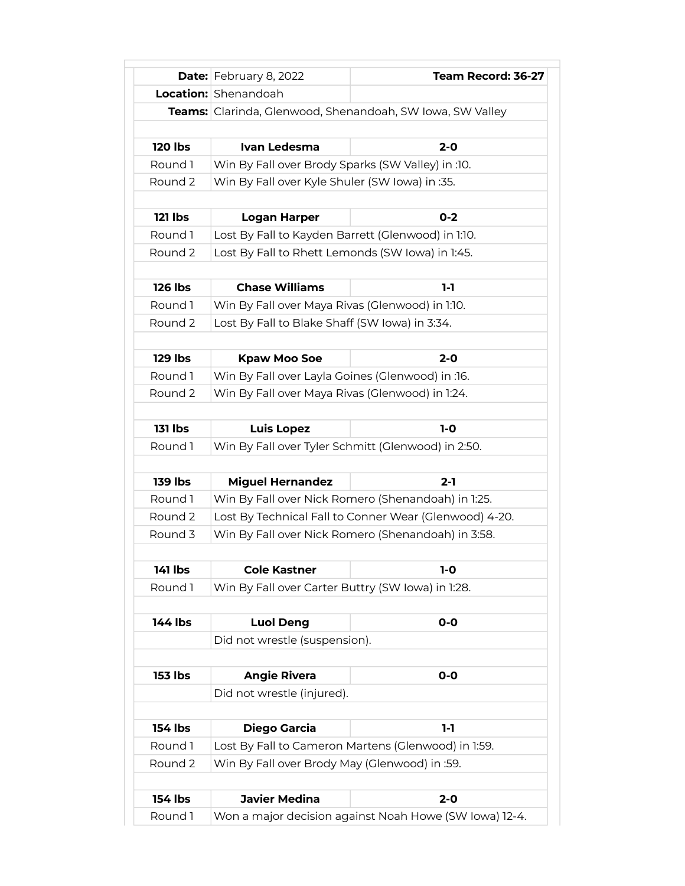| | | |
|---|---|---|
| **Date:** | February 8, 2022 | **Team Record: 36-27** |
| **Location:** | Shenandoah | |
| **Teams:** | Clarinda, Glenwood, Shenandoah, SW Iowa, SW Valley | |
| | | |
| **120 lbs** | **Ivan Ledesma** | **2-0** |
| Round 1 | Win By Fall over Brody Sparks (SW Valley) in :10. | |
| Round 2 | Win By Fall over Kyle Shuler (SW Iowa) in :35. | |
| | | |
| **121 lbs** | **Logan Harper** | **0-2** |
| Round 1 | Lost By Fall to Kayden Barrett (Glenwood) in 1:10. | |
| Round 2 | Lost By Fall to Rhett Lemonds (SW Iowa) in 1:45. | |
| | | |
| **126 lbs** | **Chase Williams** | **1-1** |
| Round 1 | Win By Fall over Maya Rivas (Glenwood) in 1:10. | |
| Round 2 | Lost By Fall to Blake Shaff (SW Iowa) in 3:34. | |
| | | |
| **129 lbs** | **Kpaw Moo Soe** | **2-0** |
| Round 1 | Win By Fall over Layla Goines (Glenwood) in :16. | |
| Round 2 | Win By Fall over Maya Rivas (Glenwood) in 1:24. | |
| | | |
| **131 lbs** | **Luis Lopez** | **1-0** |
| Round 1 | Win By Fall over Tyler Schmitt (Glenwood) in 2:50. | |
| | | |
| **139 lbs** | **Miguel Hernandez** | **2-1** |
| Round 1 | Win By Fall over Nick Romero (Shenandoah) in 1:25. | |
| Round 2 | Lost By Technical Fall to Conner Wear (Glenwood) 4-20. | |
| Round 3 | Win By Fall over Nick Romero (Shenandoah) in 3:58. | |
| | | |
| **141 lbs** | **Cole Kastner** | **1-0** |
| Round 1 | Win By Fall over Carter Buttry (SW Iowa) in 1:28. | |
| | | |
| **144 lbs** | **Luol Deng** | **0-0** |
| | Did not wrestle (suspension). | |
| | | |
| **153 lbs** | **Angie Rivera** | **0-0** |
| | Did not wrestle (injured). | |
| | | |
| **154 lbs** | **Diego Garcia** | **1-1** |
| Round 1 | Lost By Fall to Cameron Martens (Glenwood) in 1:59. | |
| Round 2 | Win By Fall over Brody May (Glenwood) in :59. | |
| | | |
| **154 lbs** | **Javier Medina** | **2-0** |
| Round 1 | Won a major decision against Noah Howe (SW Iowa) 12-4. | |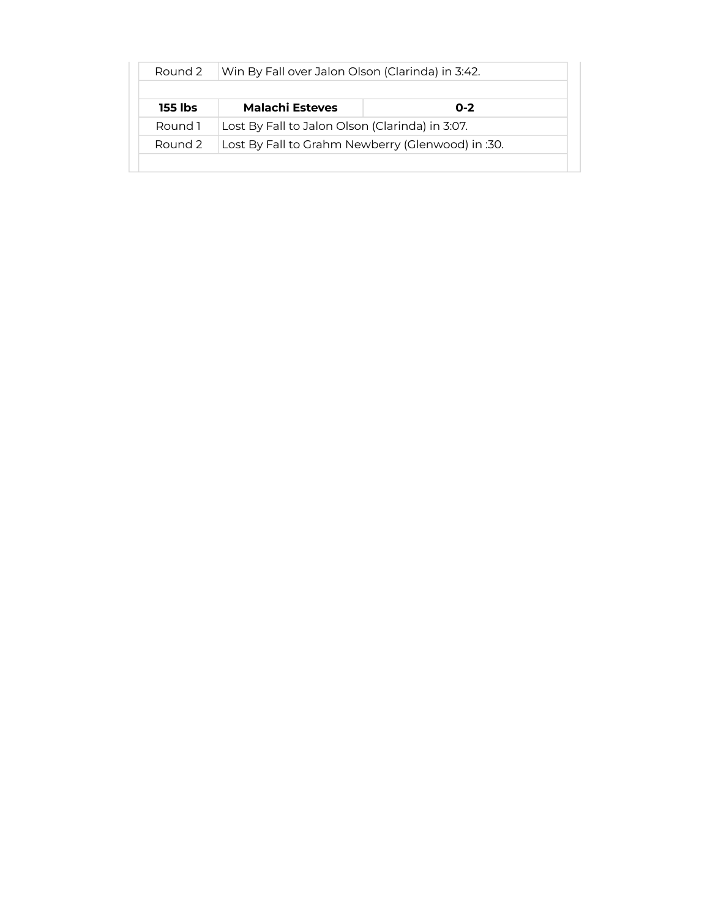| | | |
|---|---|---|
| Round 2 | Win By Fall over Jalon Olson (Clarinda) in 3:42. | |
| | | |
| **155 lbs** | **Malachi Esteves** | **0-2** |
| Round 1 | Lost By Fall to Jalon Olson (Clarinda) in 3:07. | |
| Round 2 | Lost By Fall to Grahm Newberry (Glenwood) in :30. | |
| | | |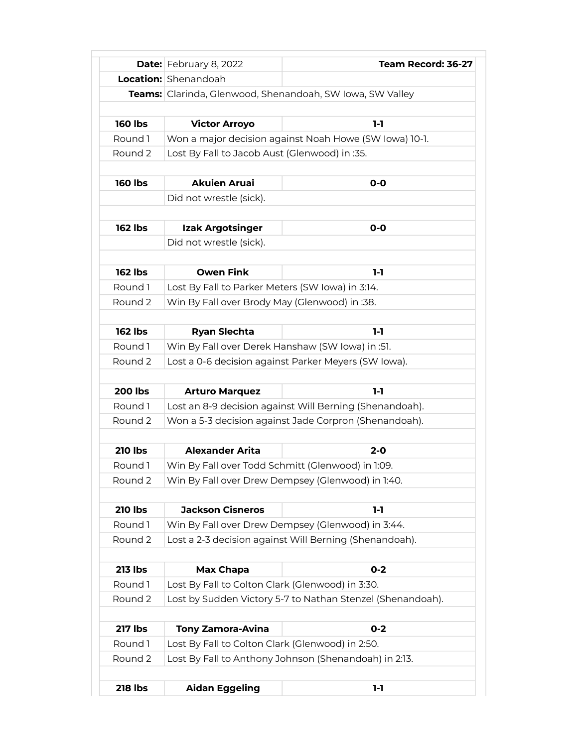| Date: | February 8, 2022 | Team Record: 36-27 |
|---|---|---|
| Location: | Shenandoah | |
| Teams: | Clarinda, Glenwood, Shenandoah, SW Iowa, SW Valley | |
| | | |
| **160 lbs** | **Victor Arroyo** | **1-1** |
| Round 1 | Won a major decision against Noah Howe (SW Iowa) 10-1. | |
| Round 2 | Lost By Fall to Jacob Aust (Glenwood) in :35. | |
| | | |
| **160 lbs** | **Akuien Aruai** | **0-0** |
| | Did not wrestle (sick). | |
| | | |
| **162 lbs** | **Izak Argotsinger** | **0-0** |
| | Did not wrestle (sick). | |
| | | |
| **162 lbs** | **Owen Fink** | **1-1** |
| Round 1 | Lost By Fall to Parker Meters (SW Iowa) in 3:14. | |
| Round 2 | Win By Fall over Brody May (Glenwood) in :38. | |
| | | |
| **162 lbs** | **Ryan Slechta** | **1-1** |
| Round 1 | Win By Fall over Derek Hanshaw (SW Iowa) in :51. | |
| Round 2 | Lost a 0-6 decision against Parker Meyers (SW Iowa). | |
| | | |
| **200 lbs** | **Arturo Marquez** | **1-1** |
| Round 1 | Lost an 8-9 decision against Will Berning (Shenandoah). | |
| Round 2 | Won a 5-3 decision against Jade Corpron (Shenandoah). | |
| | | |
| **210 lbs** | **Alexander Arita** | **2-0** |
| Round 1 | Win By Fall over Todd Schmitt (Glenwood) in 1:09. | |
| Round 2 | Win By Fall over Drew Dempsey (Glenwood) in 1:40. | |
| | | |
| **210 lbs** | **Jackson Cisneros** | **1-1** |
| Round 1 | Win By Fall over Drew Dempsey (Glenwood) in 3:44. | |
| Round 2 | Lost a 2-3 decision against Will Berning (Shenandoah). | |
| | | |
| **213 lbs** | **Max Chapa** | **0-2** |
| Round 1 | Lost By Fall to Colton Clark (Glenwood) in 3:30. | |
| Round 2 | Lost by Sudden Victory 5-7 to Nathan Stenzel (Shenandoah). | |
| | | |
| **217 lbs** | **Tony Zamora-Avina** | **0-2** |
| Round 1 | Lost By Fall to Colton Clark (Glenwood) in 2:50. | |
| Round 2 | Lost By Fall to Anthony Johnson (Shenandoah) in 2:13. | |
| | | |
| **218 lbs** | **Aidan Eggeling** | **1-1** |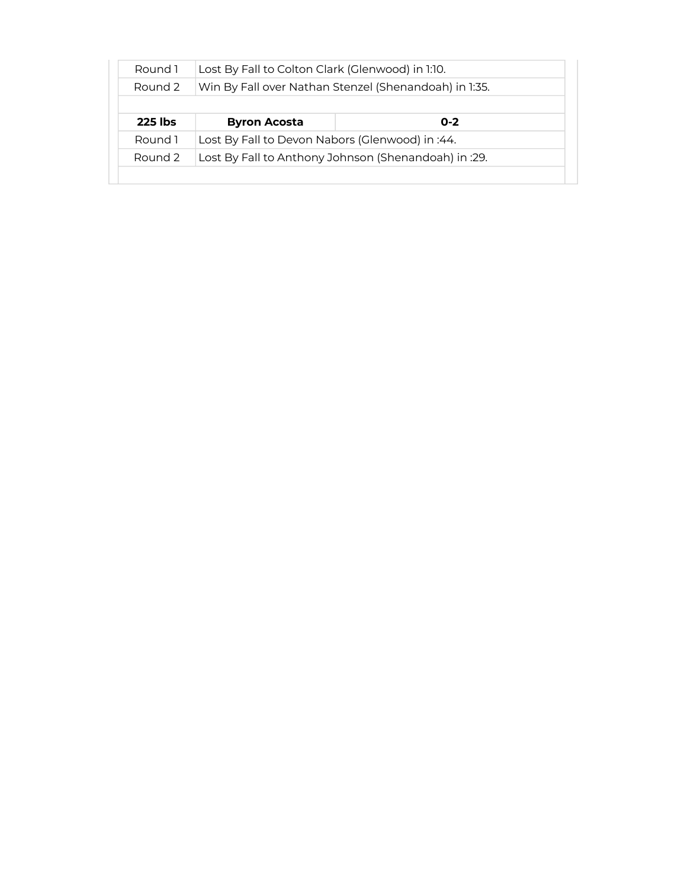| | | |
|---|---|---|
| Round 1 | Lost By Fall to Colton Clark (Glenwood) in 1:10. | |
| Round 2 | Win By Fall over Nathan Stenzel (Shenandoah) in 1:35. | |
| | | |
| **225 lbs** | **Byron Acosta** | **0-2** |
| Round 1 | Lost By Fall to Devon Nabors (Glenwood) in :44. | |
| Round 2 | Lost By Fall to Anthony Johnson (Shenandoah) in :29. | |
| | | |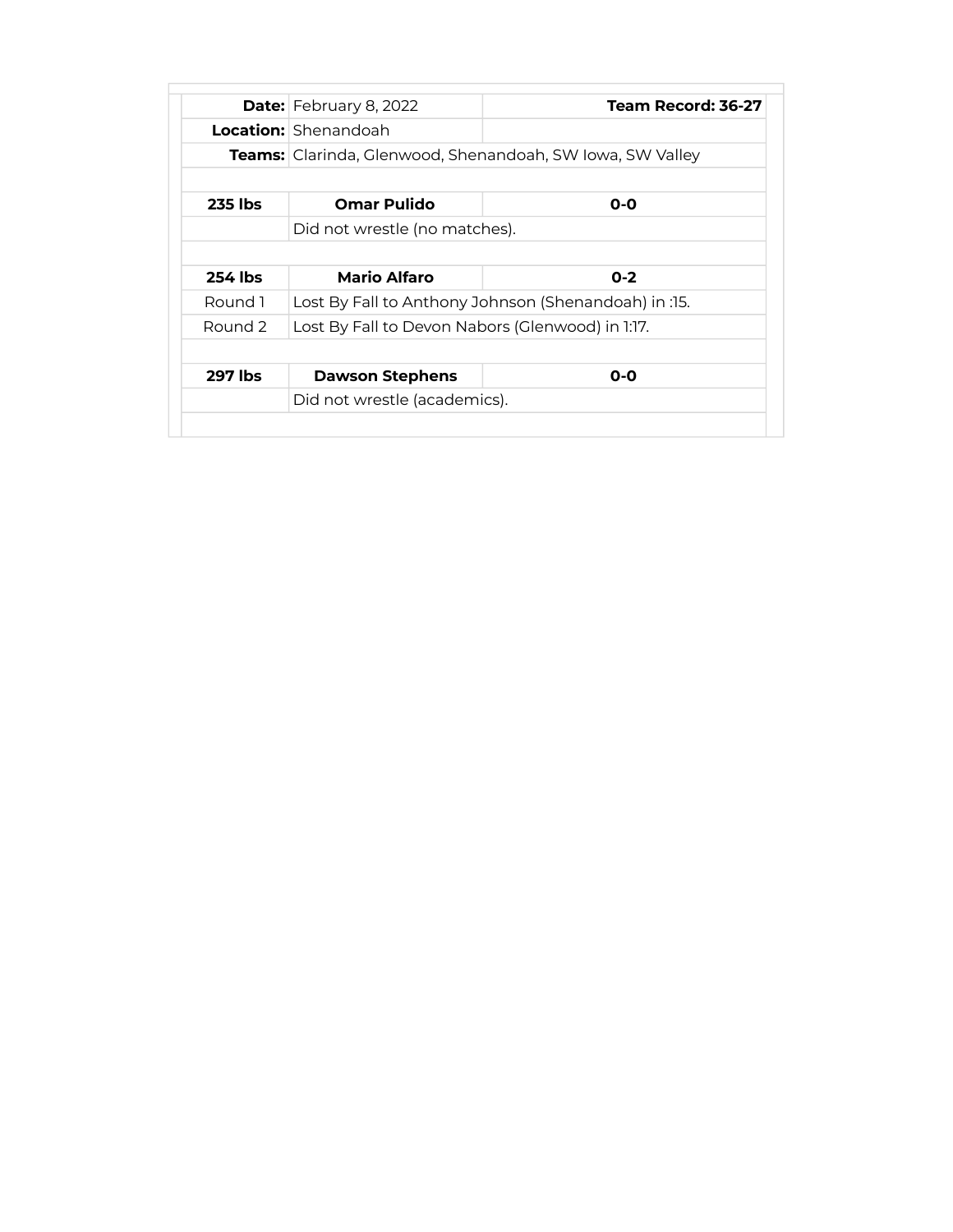| | | |
|---|---|---|
| **Date:** | February 8, 2022 | **Team Record: 36-27** |
| **Location:** | Shenandoah | |
| **Teams:** | Clarinda, Glenwood, Shenandoah, SW Iowa, SW Valley | |
| | | |
| **235 lbs** | **Omar Pulido** | **0-0** |
| | Did not wrestle (no matches). | |
| | | |
| **254 lbs** | **Mario Alfaro** | **0-2** |
| Round 1 | Lost By Fall to Anthony Johnson (Shenandoah) in :15. | |
| Round 2 | Lost By Fall to Devon Nabors (Glenwood) in 1:17. | |
| | | |
| **297 lbs** | **Dawson Stephens** | **0-0** |
| | Did not wrestle (academics). | |